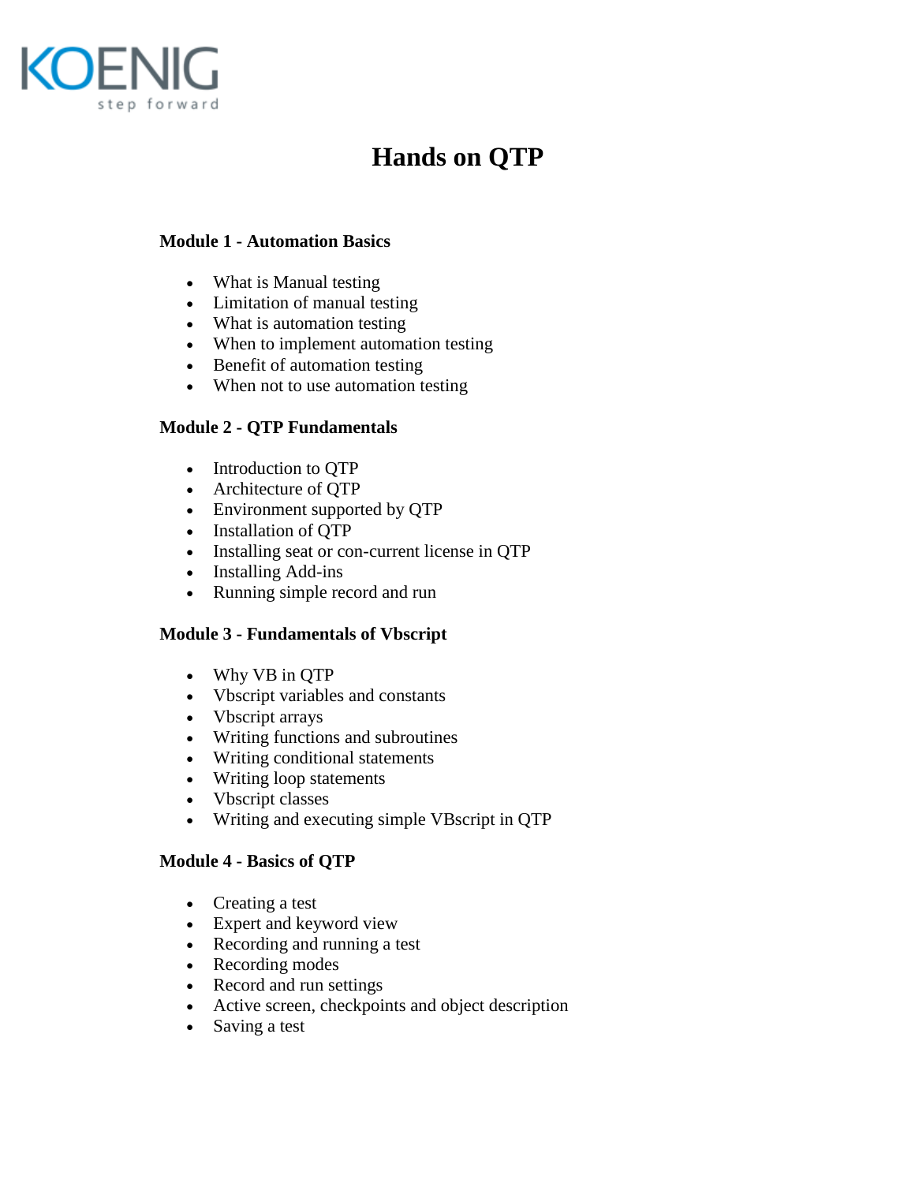KOENIG
step forward

# Hands on QTP

### Module 1 - Automation Basics

- What is Manual testing
- Limitation of manual testing
- What is automation testing
- When to implement automation testing
- Benefit of automation testing
- When not to use automation testing

### Module 2 - QTP Fundamentals

- Introduction to QTP
- Architecture of QTP
- Environment supported by QTP
- Installation of QTP
- Installing seat or con-current license in QTP
- Installing Add-ins
- Running simple record and run

### Module 3 - Fundamentals of Vbscript

- Why VB in QTP
- Vbscript variables and constants
- Vbscript arrays
- Writing functions and subroutines
- Writing conditional statements
- Writing loop statements
- Vbscript classes
- Writing and executing simple VBscript in QTP

### Module 4 - Basics of QTP

- Creating a test
- Expert and keyword view
- Recording and running a test
- Recording modes
- Record and run settings
- Active screen, checkpoints and object description
- Saving a test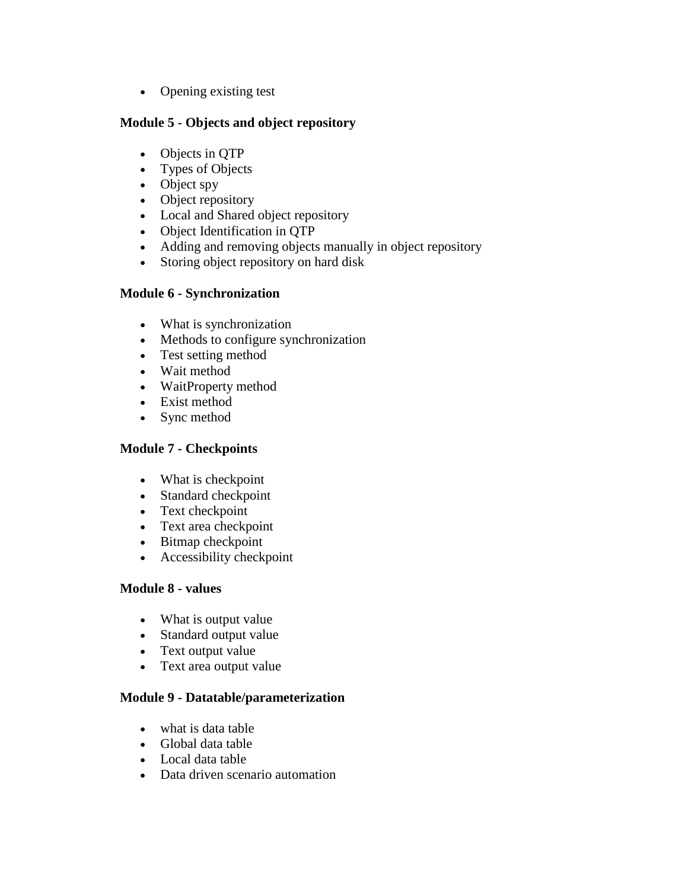- Opening existing test

**Module 5 - Objects and object repository**

- Objects in QTP
- Types of Objects
- Object spy
- Object repository
- Local and Shared object repository
- Object Identification in QTP
- Adding and removing objects manually in object repository
- Storing object repository on hard disk

**Module 6 - Synchronization**

- What is synchronization
- Methods to configure synchronization
- Test setting method
- Wait method
- WaitProperty method
- Exist method
- Sync method

**Module 7 - Checkpoints**

- What is checkpoint
- Standard checkpoint
- Text checkpoint
- Text area checkpoint
- Bitmap checkpoint
- Accessibility checkpoint

**Module 8 - values**

- What is output value
- Standard output value
- Text output value
- Text area output value

**Module 9 - Datatable/parameterization**

- what is data table
- Global data table
- Local data table
- Data driven scenario automation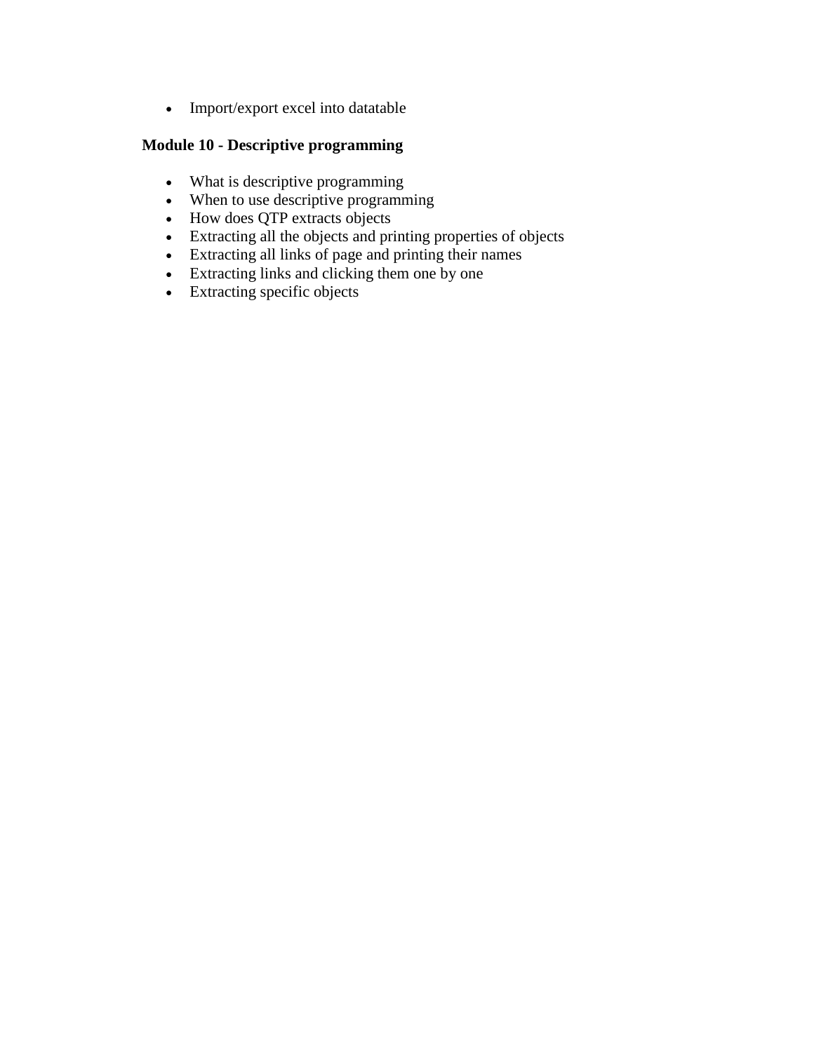- Import/export excel into datatable

**Module 10 - Descriptive programming**

- What is descriptive programming
- When to use descriptive programming
- How does QTP extracts objects
- Extracting all the objects and printing properties of objects
- Extracting all links of page and printing their names
- Extracting links and clicking them one by one
- Extracting specific objects